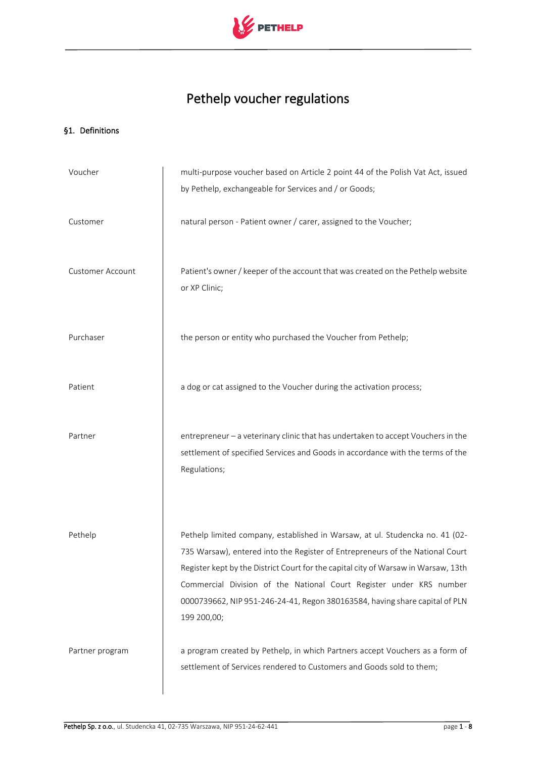# Pethelp voucher regulations

## §1. Definitions

| | |
|---|---|
| Voucher | multi-purpose voucher based on Article 2 point 44 of the Polish Vat Act, issued by Pethelp, exchangeable for Services and / or Goods; |
| Customer | natural person - Patient owner / carer, assigned to the Voucher; |
| Customer Account | Patient's owner / keeper of the account that was created on the Pethelp website or XP Clinic; |
| Purchaser | the person or entity who purchased the Voucher from Pethelp; |
| Patient | a dog or cat assigned to the Voucher during the activation process; |
| Partner | entrepreneur – a veterinary clinic that has undertaken to accept Vouchers in the settlement of specified Services and Goods in accordance with the terms of the Regulations; |
| Pethelp | Pethelp limited company, established in Warsaw, at ul. Studencka no. 41 (02-735 Warsaw), entered into the Register of Entrepreneurs of the National Court Register kept by the District Court for the capital city of Warsaw in Warsaw, 13th Commercial Division of the National Court Register under KRS number 0000739662, NIP 951-246-24-41, Regon 380163584, having share capital of PLN 199 200,00; |
| Partner program | a program created by Pethelp, in which Partners accept Vouchers as a form of settlement of Services rendered to Customers and Goods sold to them; |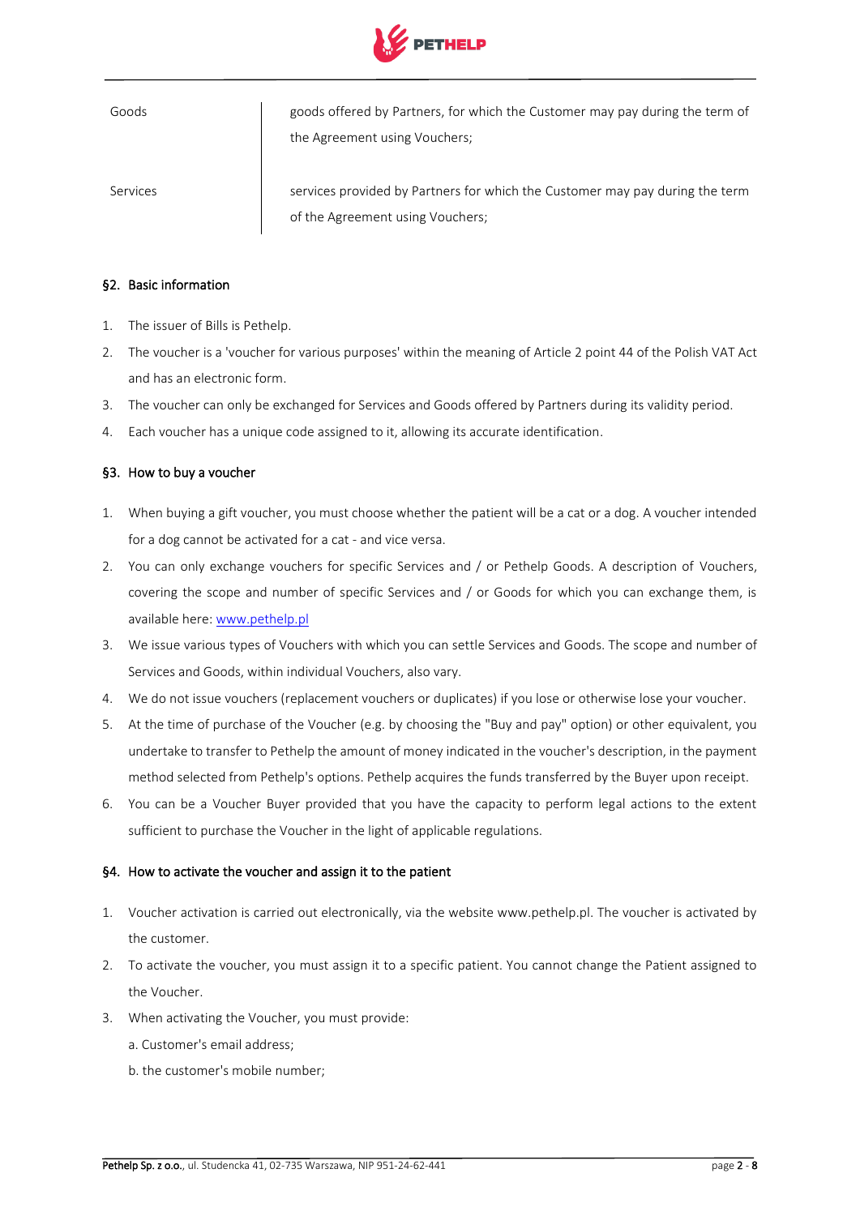| | |
|---|---|
| Goods | goods offered by Partners, for which the Customer may pay during the term of the Agreement using Vouchers; |
| Services | services provided by Partners for which the Customer may pay during the term of the Agreement using Vouchers; |

### §2. Basic information

1. The issuer of Bills is Pethelp.
2. The voucher is a 'voucher for various purposes' within the meaning of Article 2 point 44 of the Polish VAT Act and has an electronic form.
3. The voucher can only be exchanged for Services and Goods offered by Partners during its validity period.
4. Each voucher has a unique code assigned to it, allowing its accurate identification.

### §3. How to buy a voucher

1. When buying a gift voucher, you must choose whether the patient will be a cat or a dog. A voucher intended for a dog cannot be activated for a cat - and vice versa.
2. You can only exchange vouchers for specific Services and / or Pethelp Goods. A description of Vouchers, covering the scope and number of specific Services and / or Goods for which you can exchange them, is available here: [www.pethelp.pl](www.pethelp.pl)
3. We issue various types of Vouchers with which you can settle Services and Goods. The scope and number of Services and Goods, within individual Vouchers, also vary.
4. We do not issue vouchers (replacement vouchers or duplicates) if you lose or otherwise lose your voucher.
5. At the time of purchase of the Voucher (e.g. by choosing the "Buy and pay" option) or other equivalent, you undertake to transfer to Pethelp the amount of money indicated in the voucher's description, in the payment method selected from Pethelp's options. Pethelp acquires the funds transferred by the Buyer upon receipt.
6. You can be a Voucher Buyer provided that you have the capacity to perform legal actions to the extent sufficient to purchase the Voucher in the light of applicable regulations.

### §4. How to activate the voucher and assign it to the patient

1. Voucher activation is carried out electronically, via the website www.pethelp.pl. The voucher is activated by the customer.
2. To activate the voucher, you must assign it to a specific patient. You cannot change the Patient assigned to the Voucher.
3. When activating the Voucher, you must provide:

   a. Customer's email address;

   b. the customer's mobile number;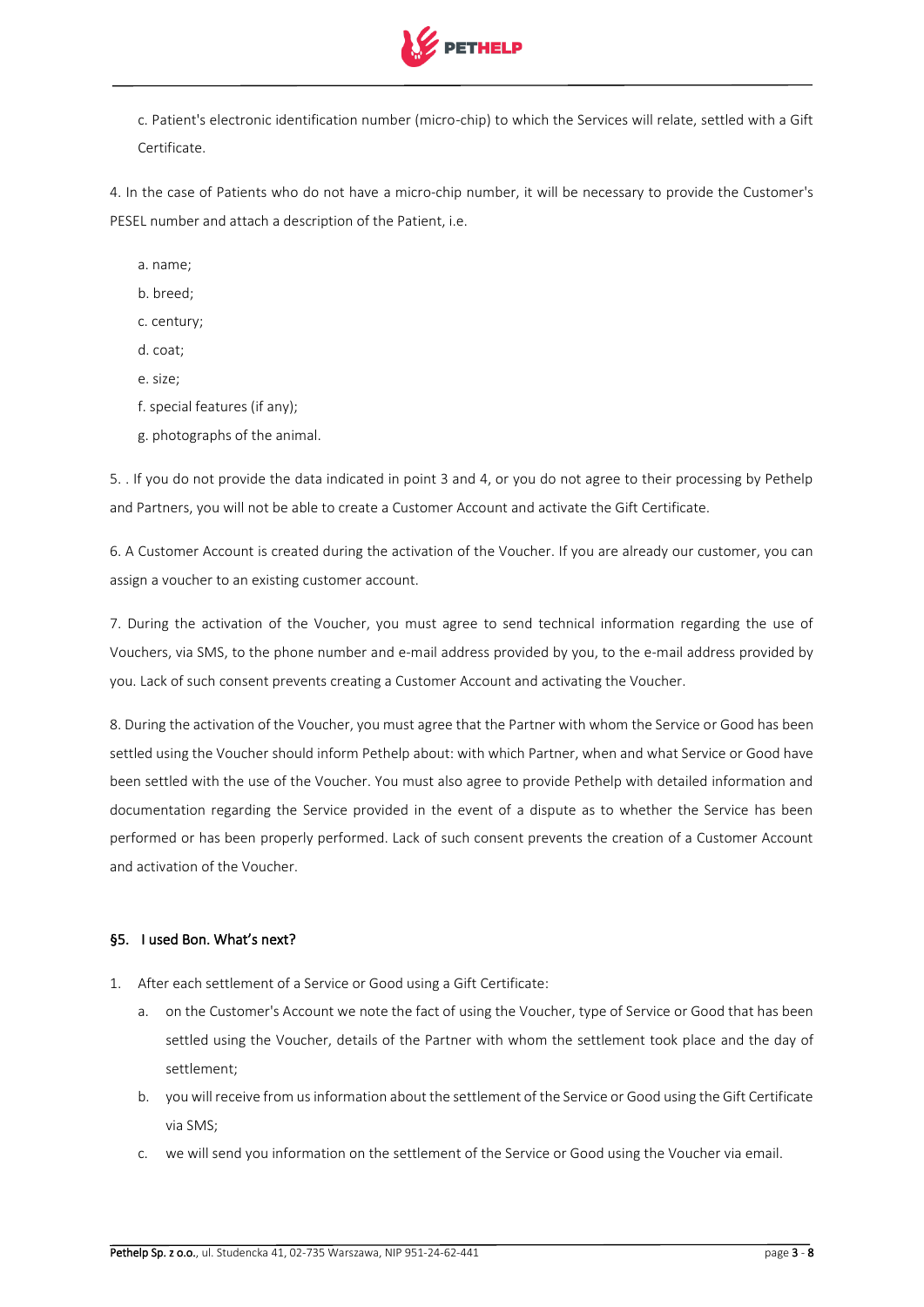c. Patient's electronic identification number (micro-chip) to which the Services will relate, settled with a Gift Certificate.

4. In the case of Patients who do not have a micro-chip number, it will be necessary to provide the Customer's PESEL number and attach a description of the Patient, i.e.

a. name;

b. breed;

c. century;

d. coat;

e. size;

f. special features (if any);

g. photographs of the animal.

5. . If you do not provide the data indicated in point 3 and 4, or you do not agree to their processing by Pethelp and Partners, you will not be able to create a Customer Account and activate the Gift Certificate.

6. A Customer Account is created during the activation of the Voucher. If you are already our customer, you can assign a voucher to an existing customer account.

7. During the activation of the Voucher, you must agree to send technical information regarding the use of Vouchers, via SMS, to the phone number and e-mail address provided by you, to the e-mail address provided by you. Lack of such consent prevents creating a Customer Account and activating the Voucher.

8. During the activation of the Voucher, you must agree that the Partner with whom the Service or Good has been settled using the Voucher should inform Pethelp about: with which Partner, when and what Service or Good have been settled with the use of the Voucher. You must also agree to provide Pethelp with detailed information and documentation regarding the Service provided in the event of a dispute as to whether the Service has been performed or has been properly performed. Lack of such consent prevents the creation of a Customer Account and activation of the Voucher.

#### §5. I used Bon. What's next?

1. After each settlement of a Service or Good using a Gift Certificate:
   a. on the Customer's Account we note the fact of using the Voucher, type of Service or Good that has been settled using the Voucher, details of the Partner with whom the settlement took place and the day of settlement;
   b. you will receive from us information about the settlement of the Service or Good using the Gift Certificate via SMS;
   c. we will send you information on the settlement of the Service or Good using the Voucher via email.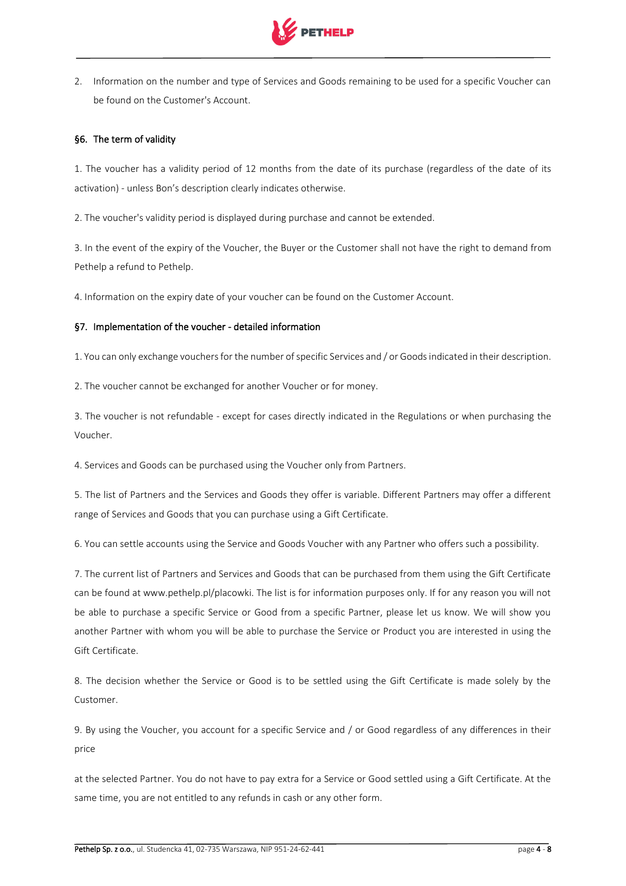2. Information on the number and type of Services and Goods remaining to be used for a specific Voucher can be found on the Customer's Account.

### §6. The term of validity

1. The voucher has a validity period of 12 months from the date of its purchase (regardless of the date of its activation) - unless Bon's description clearly indicates otherwise.

2. The voucher's validity period is displayed during purchase and cannot be extended.

3. In the event of the expiry of the Voucher, the Buyer or the Customer shall not have the right to demand from Pethelp a refund to Pethelp.

4. Information on the expiry date of your voucher can be found on the Customer Account.

### §7. Implementation of the voucher - detailed information

1. You can only exchange vouchers for the number of specific Services and / or Goods indicated in their description.

2. The voucher cannot be exchanged for another Voucher or for money.

3. The voucher is not refundable - except for cases directly indicated in the Regulations or when purchasing the Voucher.

4. Services and Goods can be purchased using the Voucher only from Partners.

5. The list of Partners and the Services and Goods they offer is variable. Different Partners may offer a different range of Services and Goods that you can purchase using a Gift Certificate.

6. You can settle accounts using the Service and Goods Voucher with any Partner who offers such a possibility.

7. The current list of Partners and Services and Goods that can be purchased from them using the Gift Certificate can be found at www.pethelp.pl/placowki. The list is for information purposes only. If for any reason you will not be able to purchase a specific Service or Good from a specific Partner, please let us know. We will show you another Partner with whom you will be able to purchase the Service or Product you are interested in using the Gift Certificate.

8. The decision whether the Service or Good is to be settled using the Gift Certificate is made solely by the Customer.

9. By using the Voucher, you account for a specific Service and / or Good regardless of any differences in their price

at the selected Partner. You do not have to pay extra for a Service or Good settled using a Gift Certificate. At the same time, you are not entitled to any refunds in cash or any other form.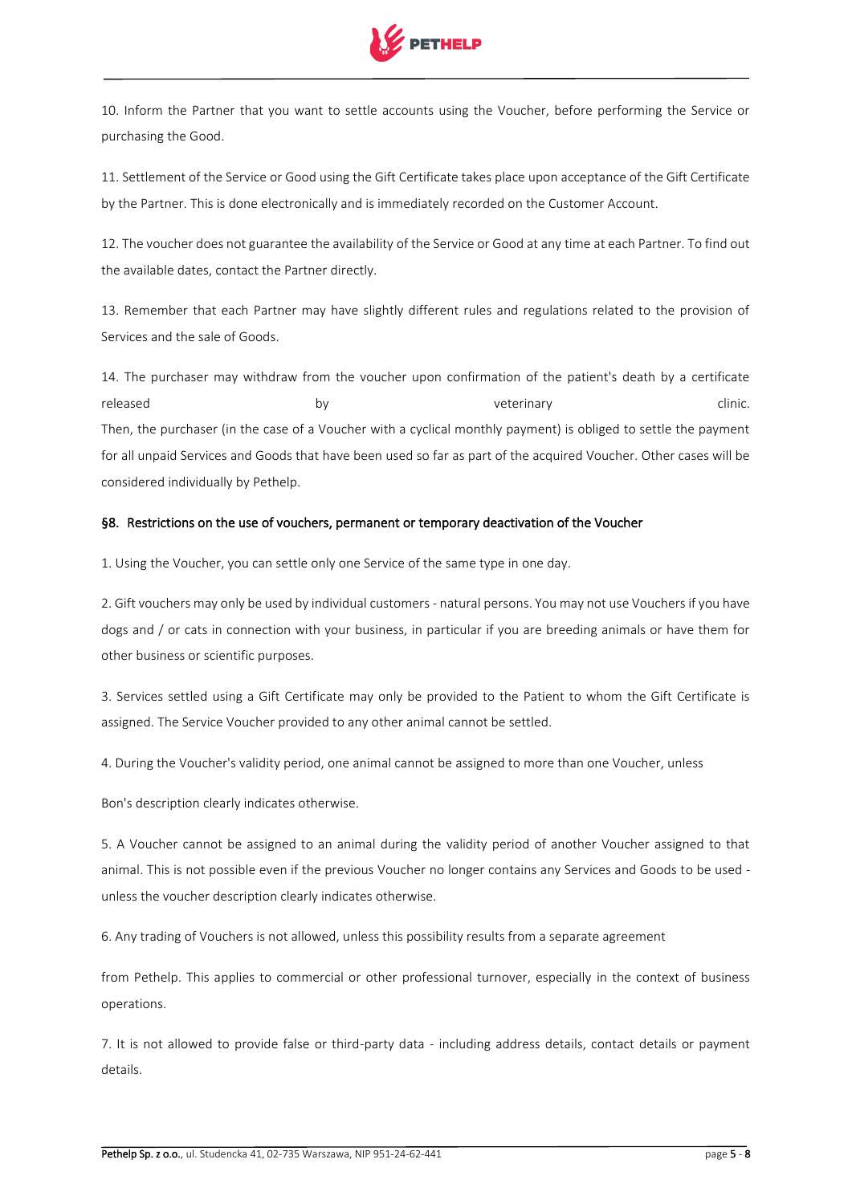10. Inform the Partner that you want to settle accounts using the Voucher, before performing the Service or purchasing the Good.

11. Settlement of the Service or Good using the Gift Certificate takes place upon acceptance of the Gift Certificate by the Partner. This is done electronically and is immediately recorded on the Customer Account.

12. The voucher does not guarantee the availability of the Service or Good at any time at each Partner. To find out the available dates, contact the Partner directly.

13. Remember that each Partner may have slightly different rules and regulations related to the provision of Services and the sale of Goods.

14. The purchaser may withdraw from the voucher upon confirmation of the patient's death by a certificate released by veterinary clinic. Then, the purchaser (in the case of a Voucher with a cyclical monthly payment) is obliged to settle the payment for all unpaid Services and Goods that have been used so far as part of the acquired Voucher. Other cases will be considered individually by Pethelp.

### §8. Restrictions on the use of vouchers, permanent or temporary deactivation of the Voucher

1. Using the Voucher, you can settle only one Service of the same type in one day.

2. Gift vouchers may only be used by individual customers - natural persons. You may not use Vouchers if you have dogs and / or cats in connection with your business, in particular if you are breeding animals or have them for other business or scientific purposes.

3. Services settled using a Gift Certificate may only be provided to the Patient to whom the Gift Certificate is assigned. The Service Voucher provided to any other animal cannot be settled.

4. During the Voucher's validity period, one animal cannot be assigned to more than one Voucher, unless Bon's description clearly indicates otherwise.

5. A Voucher cannot be assigned to an animal during the validity period of another Voucher assigned to that animal. This is not possible even if the previous Voucher no longer contains any Services and Goods to be used - unless the voucher description clearly indicates otherwise.

6. Any trading of Vouchers is not allowed, unless this possibility results from a separate agreement from Pethelp. This applies to commercial or other professional turnover, especially in the context of business operations.

7. It is not allowed to provide false or third-party data - including address details, contact details or payment details.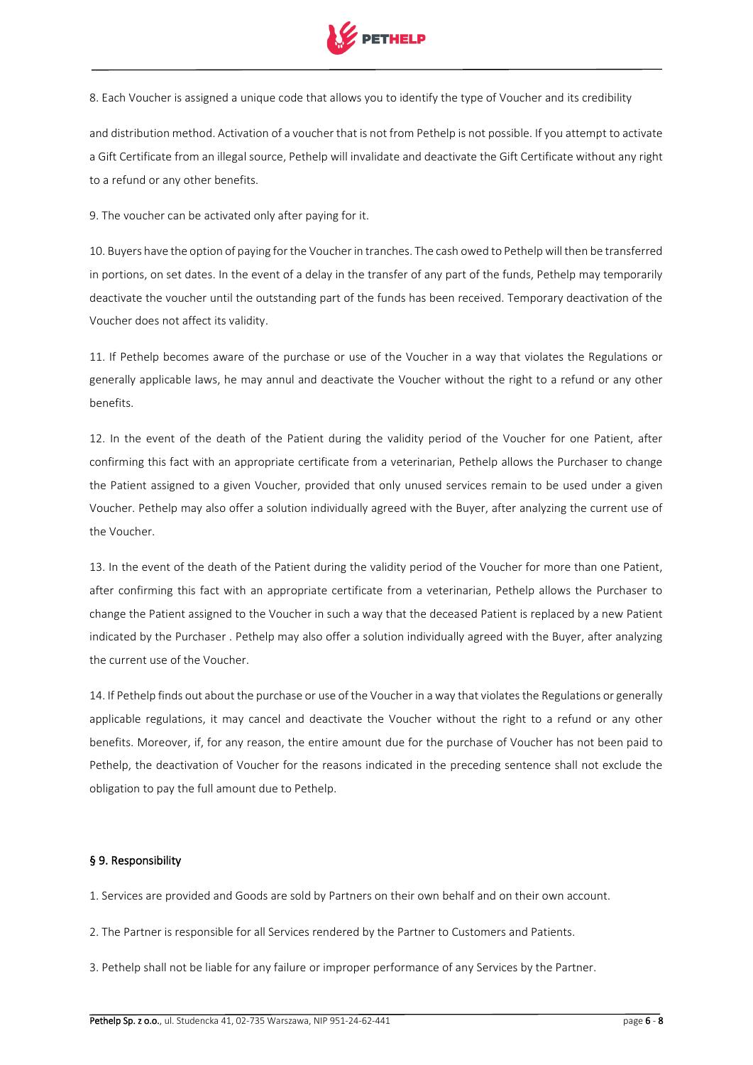8. Each Voucher is assigned a unique code that allows you to identify the type of Voucher and its credibility

and distribution method. Activation of a voucher that is not from Pethelp is not possible. If you attempt to activate a Gift Certificate from an illegal source, Pethelp will invalidate and deactivate the Gift Certificate without any right to a refund or any other benefits.

9. The voucher can be activated only after paying for it.

10. Buyers have the option of paying for the Voucher in tranches. The cash owed to Pethelp will then be transferred in portions, on set dates. In the event of a delay in the transfer of any part of the funds, Pethelp may temporarily deactivate the voucher until the outstanding part of the funds has been received. Temporary deactivation of the Voucher does not affect its validity.

11. If Pethelp becomes aware of the purchase or use of the Voucher in a way that violates the Regulations or generally applicable laws, he may annul and deactivate the Voucher without the right to a refund or any other benefits.

12. In the event of the death of the Patient during the validity period of the Voucher for one Patient, after confirming this fact with an appropriate certificate from a veterinarian, Pethelp allows the Purchaser to change the Patient assigned to a given Voucher, provided that only unused services remain to be used under a given Voucher. Pethelp may also offer a solution individually agreed with the Buyer, after analyzing the current use of the Voucher.

13. In the event of the death of the Patient during the validity period of the Voucher for more than one Patient, after confirming this fact with an appropriate certificate from a veterinarian, Pethelp allows the Purchaser to change the Patient assigned to the Voucher in such a way that the deceased Patient is replaced by a new Patient indicated by the Purchaser . Pethelp may also offer a solution individually agreed with the Buyer, after analyzing the current use of the Voucher.

14. If Pethelp finds out about the purchase or use of the Voucher in a way that violates the Regulations or generally applicable regulations, it may cancel and deactivate the Voucher without the right to a refund or any other benefits. Moreover, if, for any reason, the entire amount due for the purchase of Voucher has not been paid to Pethelp, the deactivation of Voucher for the reasons indicated in the preceding sentence shall not exclude the obligation to pay the full amount due to Pethelp.

## § 9. Responsibility

1. Services are provided and Goods are sold by Partners on their own behalf and on their own account.

2. The Partner is responsible for all Services rendered by the Partner to Customers and Patients.

3. Pethelp shall not be liable for any failure or improper performance of any Services by the Partner.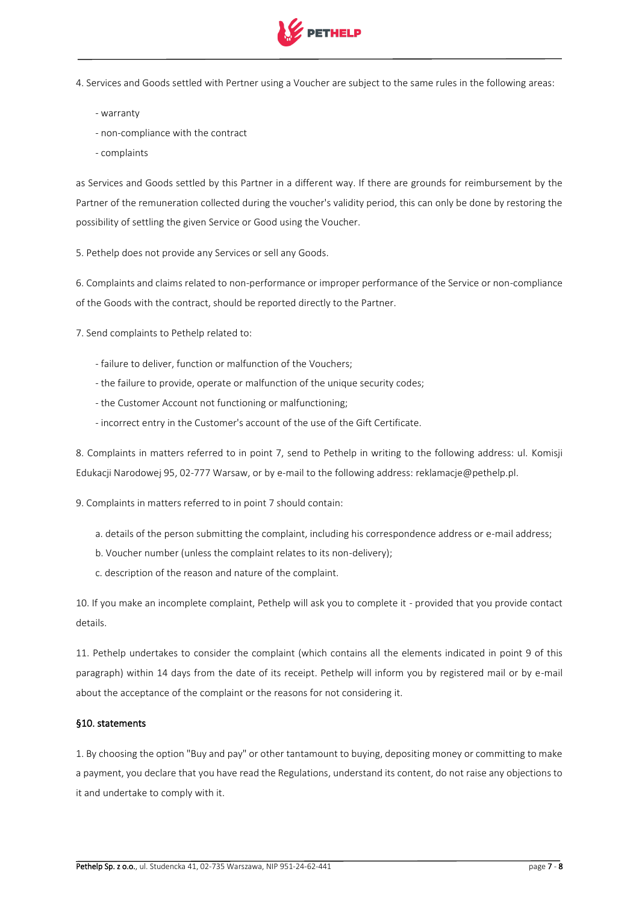4. Services and Goods settled with Pertner using a Voucher are subject to the same rules in the following areas:

- warranty
- non-compliance with the contract
- complaints

as Services and Goods settled by this Partner in a different way. If there are grounds for reimbursement by the Partner of the remuneration collected during the voucher's validity period, this can only be done by restoring the possibility of settling the given Service or Good using the Voucher.

5. Pethelp does not provide any Services or sell any Goods.

6. Complaints and claims related to non-performance or improper performance of the Service or non-compliance of the Goods with the contract, should be reported directly to the Partner.

7. Send complaints to Pethelp related to:

- failure to deliver, function or malfunction of the Vouchers;
- the failure to provide, operate or malfunction of the unique security codes;
- the Customer Account not functioning or malfunctioning;
- incorrect entry in the Customer's account of the use of the Gift Certificate.

8. Complaints in matters referred to in point 7, send to Pethelp in writing to the following address: ul. Komisji Edukacji Narodowej 95, 02-777 Warsaw, or by e-mail to the following address: reklamacje@pethelp.pl.

9. Complaints in matters referred to in point 7 should contain:

a. details of the person submitting the complaint, including his correspondence address or e-mail address;
b. Voucher number (unless the complaint relates to its non-delivery);
c. description of the reason and nature of the complaint.

10. If you make an incomplete complaint, Pethelp will ask you to complete it - provided that you provide contact details.

11. Pethelp undertakes to consider the complaint (which contains all the elements indicated in point 9 of this paragraph) within 14 days from the date of its receipt. Pethelp will inform you by registered mail or by e-mail about the acceptance of the complaint or the reasons for not considering it.

## §10. statements

1. By choosing the option "Buy and pay" or other tantamount to buying, depositing money or committing to make a payment, you declare that you have read the Regulations, understand its content, do not raise any objections to it and undertake to comply with it.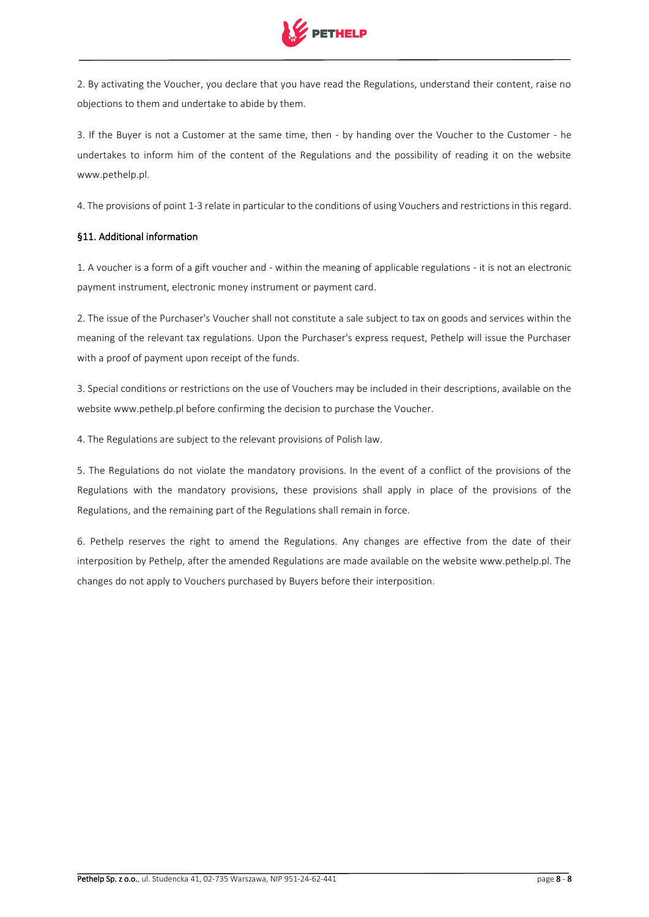2. By activating the Voucher, you declare that you have read the Regulations, understand their content, raise no objections to them and undertake to abide by them.

3. If the Buyer is not a Customer at the same time, then - by handing over the Voucher to the Customer - he undertakes to inform him of the content of the Regulations and the possibility of reading it on the website www.pethelp.pl.

4. The provisions of point 1-3 relate in particular to the conditions of using Vouchers and restrictions in this regard.

### §11. Additional information

1. A voucher is a form of a gift voucher and - within the meaning of applicable regulations - it is not an electronic payment instrument, electronic money instrument or payment card.

2. The issue of the Purchaser's Voucher shall not constitute a sale subject to tax on goods and services within the meaning of the relevant tax regulations. Upon the Purchaser's express request, Pethelp will issue the Purchaser with a proof of payment upon receipt of the funds.

3. Special conditions or restrictions on the use of Vouchers may be included in their descriptions, available on the website www.pethelp.pl before confirming the decision to purchase the Voucher.

4. The Regulations are subject to the relevant provisions of Polish law.

5. The Regulations do not violate the mandatory provisions. In the event of a conflict of the provisions of the Regulations with the mandatory provisions, these provisions shall apply in place of the provisions of the Regulations, and the remaining part of the Regulations shall remain in force.

6. Pethelp reserves the right to amend the Regulations. Any changes are effective from the date of their interposition by Pethelp, after the amended Regulations are made available on the website www.pethelp.pl. The changes do not apply to Vouchers purchased by Buyers before their interposition.